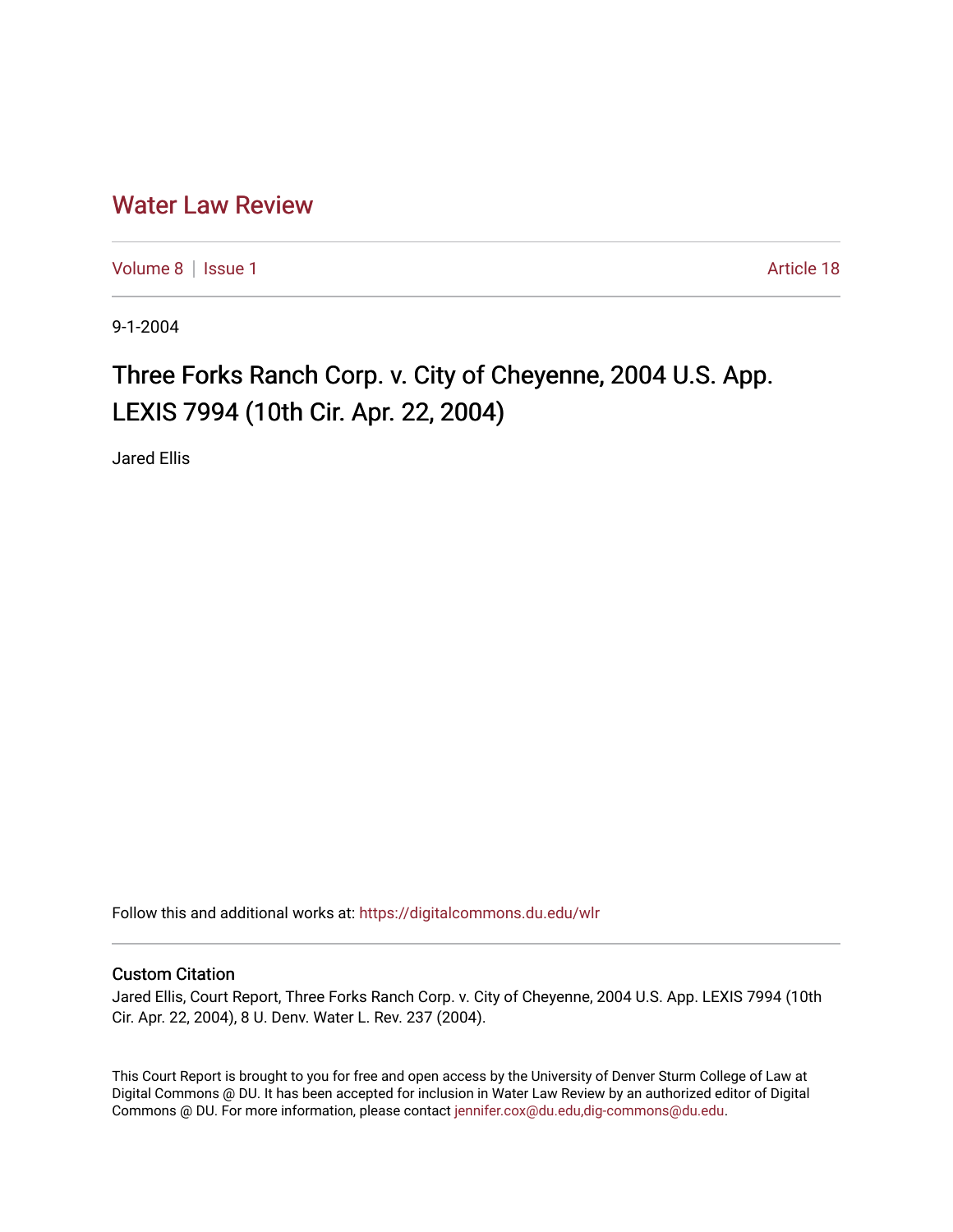# Water Law Review

Volume 8 | Issue 1 Article 18

9-1-2004

# Three Forks Ranch Corp. v. City of Cheyenne, 2004 U.S. App. LEXIS 7994 (10th Cir. Apr. 22, 2004)

Jared Ellis

Follow this and additional works at: https://digitalcommons.du.edu/wlr

## Custom Citation

Jared Ellis, Court Report, Three Forks Ranch Corp. v. City of Cheyenne, 2004 U.S. App. LEXIS 7994 (10th Cir. Apr. 22, 2004), 8 U. Denv. Water L. Rev. 237 (2004).

This Court Report is brought to you for free and open access by the University of Denver Sturm College of Law at Digital Commons @ DU. It has been accepted for inclusion in Water Law Review by an authorized editor of Digital Commons @ DU. For more information, please contact jennifer.cox@du.edu,dig-commons@du.edu.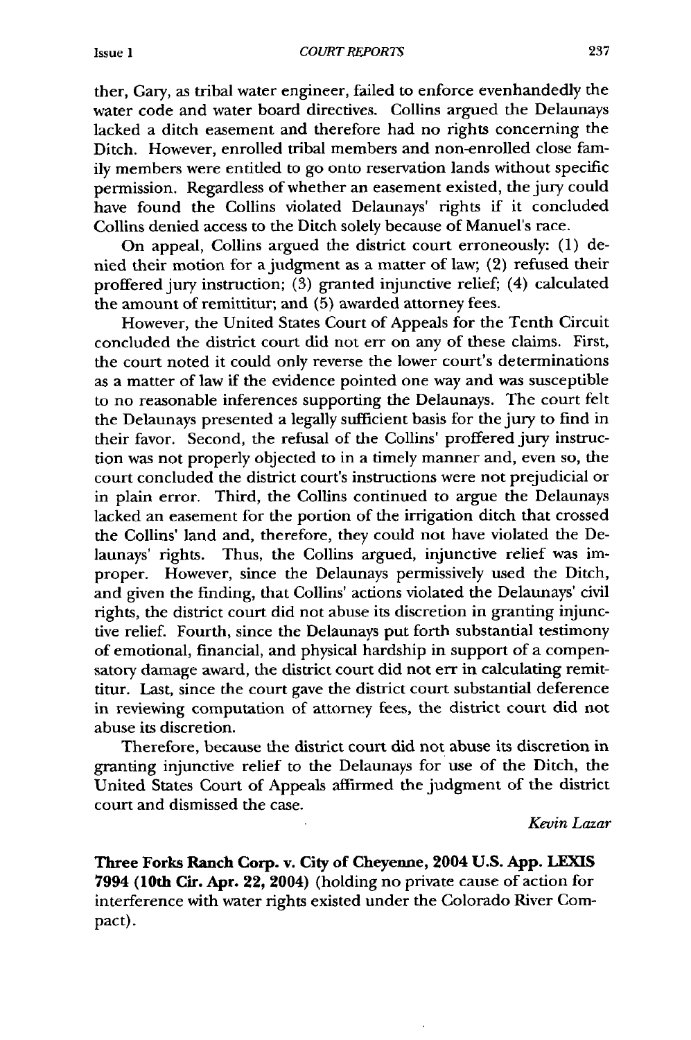ther, Gary, as tribal water engineer, failed to enforce evenhandedly the water code and water board directives. Collins argued the Delaunays lacked a ditch easement and therefore had no rights concerning the Ditch. However, enrolled tribal members and non-enrolled close family members were entitled to go onto reservation lands without specific permission. Regardless of whether an easement existed, the jury could have found the Collins violated Delaunays' rights if it concluded Collins denied access to the Ditch solely because of Manuel's race.

On appeal, Collins argued the district court erroneously: (1) denied their motion for a judgment as a matter of law; (2) refused their proffered jury instruction; (3) granted injunctive relief; (4) calculated the amount of remittitur; and (5) awarded attorney fees.

However, the United States Court of Appeals for the Tenth Circuit concluded the district court did not err on any of these claims. First, the court noted it could only reverse the lower court's determinations as a matter of law if the evidence pointed one way and was susceptible to no reasonable inferences supporting the Delaunays. The court felt the Delaunays presented a legally sufficient basis for the jury to find in their favor. Second, the refusal of the Collins' proffered jury instruction was not properly objected to in a timely manner and, even so, the court concluded the district court's instructions were not prejudicial or in plain error. Third, the Collins continued to argue the Delaunays lacked an easement for the portion of the irrigation ditch that crossed the Collins' land and, therefore, they could not have violated the Delaunays' rights. Thus, the Collins argued, injunctive relief was improper. However, since the Delaunays permissively used the Ditch, and given the finding, that Collins' actions violated the Delaunays' civil rights, the district court did not abuse its discretion in granting injunctive relief. Fourth, since the Delaunays put forth substantial testimony of emotional, financial, and physical hardship in support of a compensatory damage award, the district court did not err in calculating remittitur. Last, since the court gave the district court substantial deference in reviewing computation of attorney fees, the district court did not abuse its discretion.

Therefore, because the district court did not abuse its discretion in granting injunctive relief to the Delaunays for use of the Ditch, the United States Court of Appeals affirmed the judgment of the district court and dismissed the case.

*Kevin Lazar*

**Three Forks Ranch Corp. v. City of Cheyenne, 2004 U.S. App. LEXIS 7994 (10th Cir. Apr. 22, 2004)** (holding no private cause of action for interference with water rights existed under the Colorado River Compact).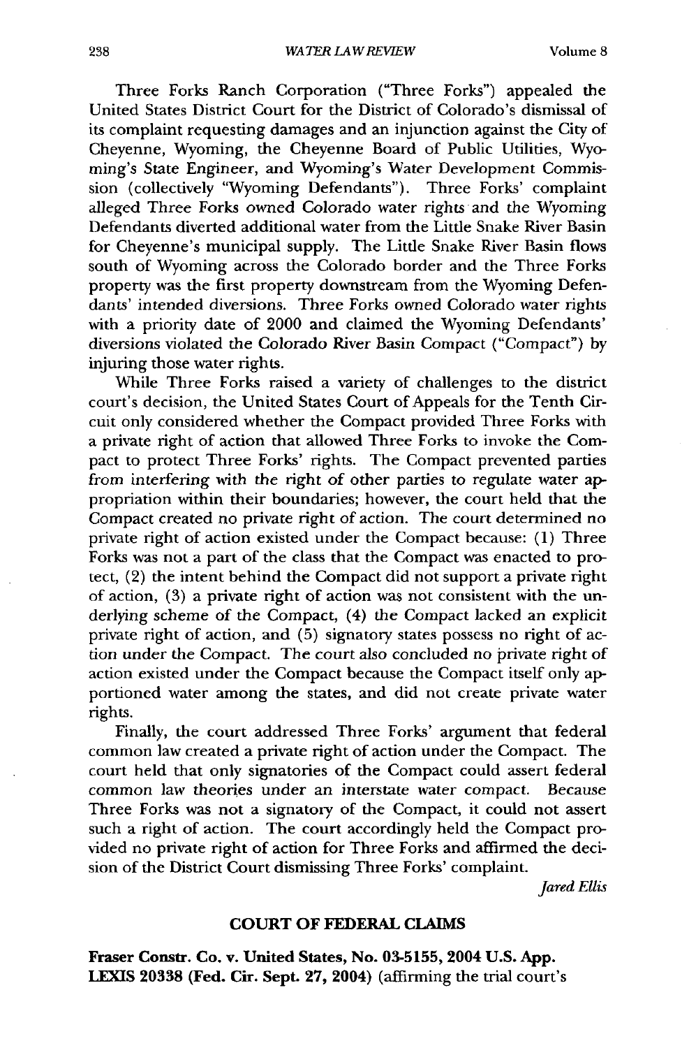Three Forks Ranch Corporation ("Three Forks") appealed the United States District Court for the District of Colorado's dismissal of its complaint requesting damages and an injunction against the City of Cheyenne, Wyoming, the Cheyenne Board of Public Utilities, Wyoming's State Engineer, and Wyoming's Water Development Commission (collectively "Wyoming Defendants"). Three Forks' complaint alleged Three Forks owned Colorado water rights and the Wyoming Defendants diverted additional water from the Little Snake River Basin for Cheyenne's municipal supply. The Little Snake River Basin flows south of Wyoming across the Colorado border and the Three Forks property was the first property downstream from the Wyoming Defendants' intended diversions. Three Forks owned Colorado water rights with a priority date of 2000 and claimed the Wyoming Defendants' diversions violated the Colorado River Basin Compact ("Compact") by injuring those water rights.

While Three Forks raised a variety of challenges to the district court's decision, the United States Court of Appeals for the Tenth Circuit only considered whether the Compact provided Three Forks with a private right of action that allowed Three Forks to invoke the Compact to protect Three Forks' rights. The Compact prevented parties from interfering with the right of other parties to regulate water appropriation within their boundaries; however, the court held that the Compact created no private right of action. The court determined no private right of action existed under the Compact because: (1) Three Forks was not a part of the class that the Compact was enacted to protect, (2) the intent behind the Compact did not support a private right of action, (3) a private right of action was not consistent with the underlying scheme of the Compact, (4) the Compact lacked an explicit private right of action, and (5) signatory states possess no right of action under the Compact. The court also concluded no private right of action existed under the Compact because the Compact itself only apportioned water among the states, and did not create private water rights.

Finally, the court addressed Three Forks' argument that federal common law created a private right of action under the Compact. The court held that only signatories of the Compact could assert federal common law theories under an interstate water compact. Because Three Forks was not a signatory of the Compact, it could not assert such a right of action. The court accordingly held the Compact provided no private right of action for Three Forks and affirmed the decision of the District Court dismissing Three Forks' complaint.

*Jared Ellis*

## COURT OF FEDERAL CLAIMS

**Fraser Constr. Co. v. United States, No. 03-5155, 2004 U.S. App. LEXIS 20338 (Fed. Cir. Sept. 27, 2004)** (affirming the trial court's